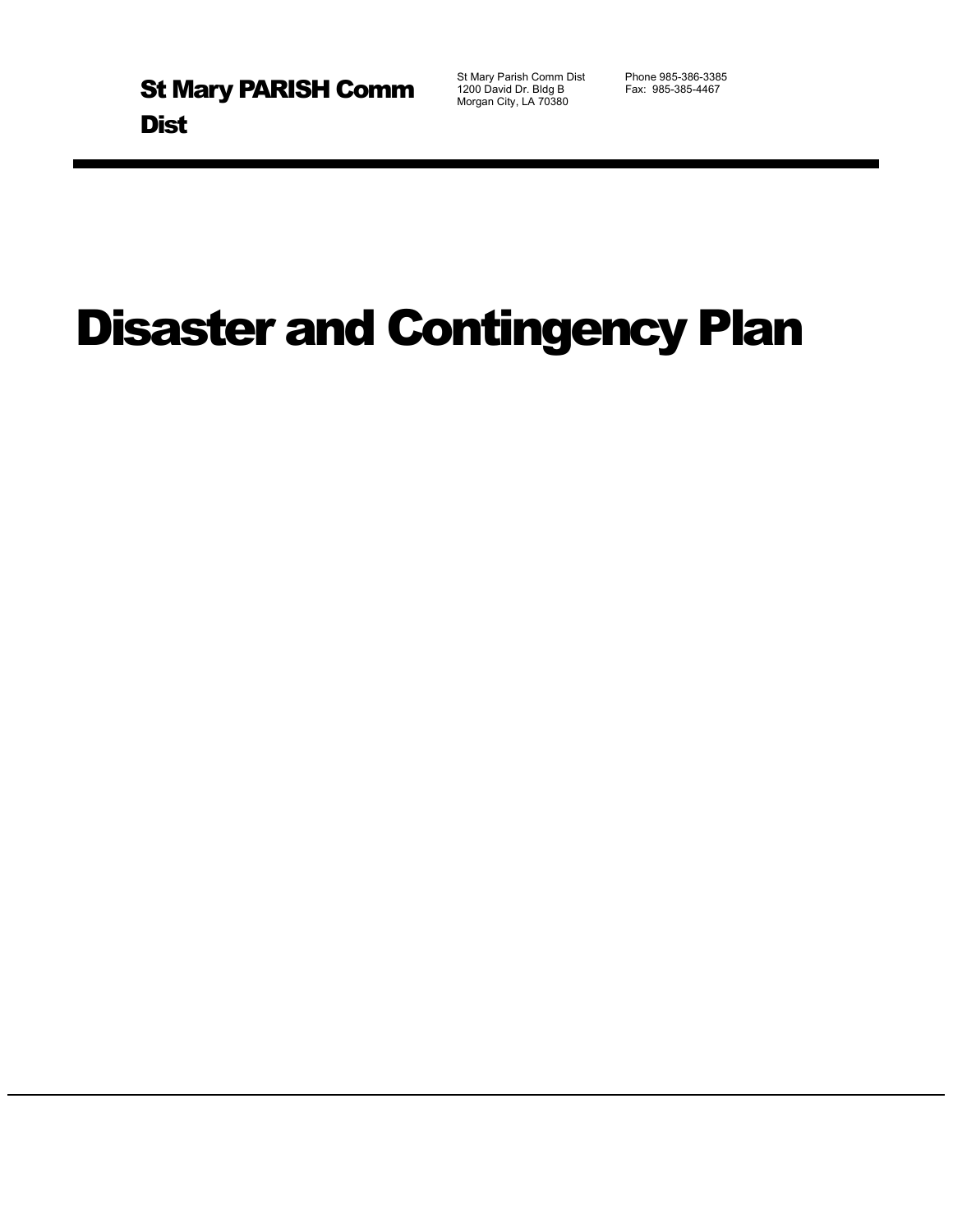**St Mary PARISH Comm Dist**

St Mary Parish Comm Dist
1200 David Dr. Bldg B
Morgan City, LA 70380

Phone 985-386-3385
Fax: 985-385-4467

# Disaster and Contingency Plan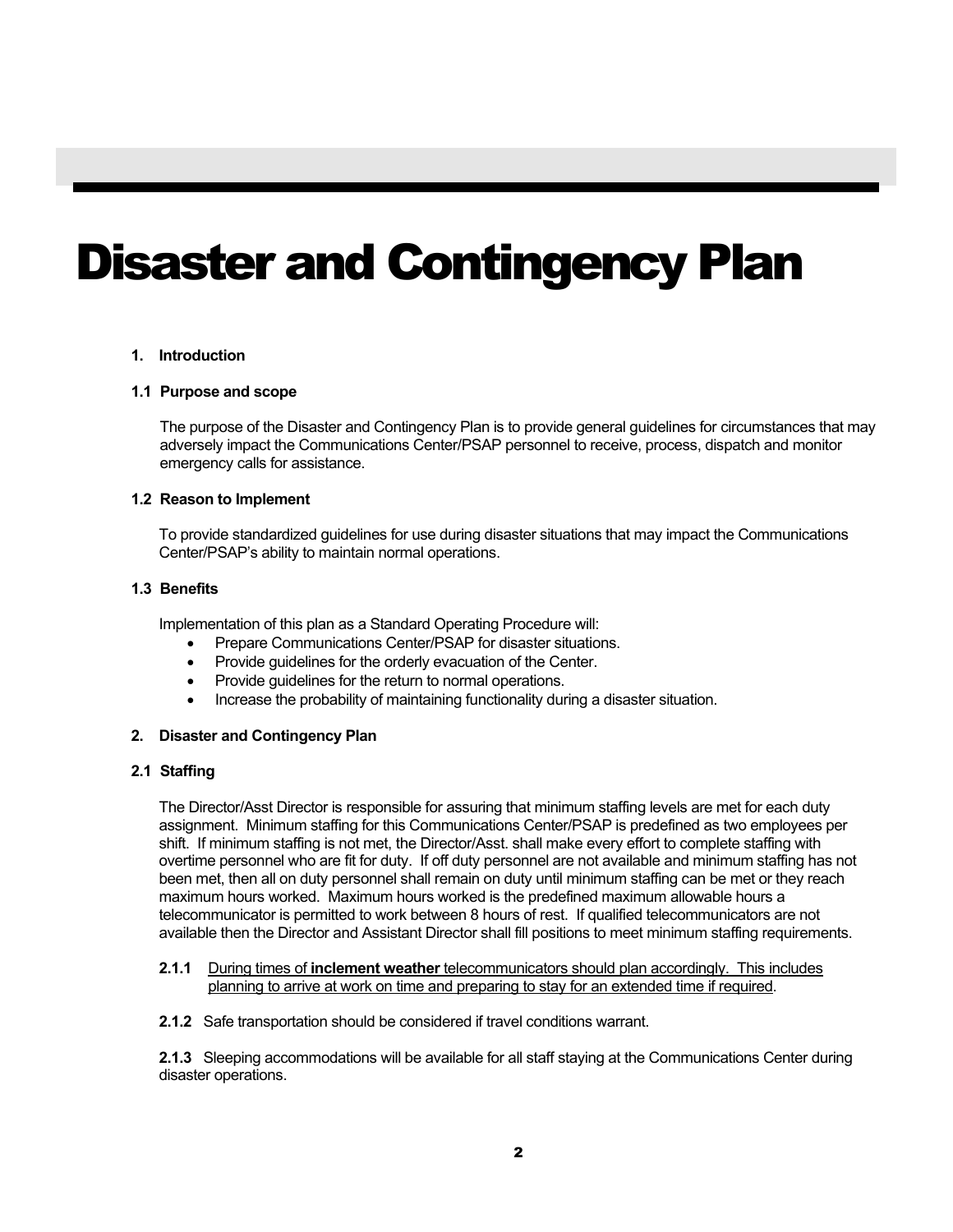# Disaster and Contingency Plan

**1. Introduction**

**1.1 Purpose and scope**

The purpose of the Disaster and Contingency Plan is to provide general guidelines for circumstances that may adversely impact the Communications Center/PSAP personnel to receive, process, dispatch and monitor emergency calls for assistance.

**1.2 Reason to Implement**

To provide standardized guidelines for use during disaster situations that may impact the Communications Center/PSAP's ability to maintain normal operations.

**1.3 Benefits**

Implementation of this plan as a Standard Operating Procedure will:

- Prepare Communications Center/PSAP for disaster situations.
- Provide guidelines for the orderly evacuation of the Center.
- Provide guidelines for the return to normal operations.
- Increase the probability of maintaining functionality during a disaster situation.

**2. Disaster and Contingency Plan**

**2.1 Staffing**

The Director/Asst Director is responsible for assuring that minimum staffing levels are met for each duty assignment. Minimum staffing for this Communications Center/PSAP is predefined as two employees per shift. If minimum staffing is not met, the Director/Asst. shall make every effort to complete staffing with overtime personnel who are fit for duty. If off duty personnel are not available and minimum staffing has not been met, then all on duty personnel shall remain on duty until minimum staffing can be met or they reach maximum hours worked. Maximum hours worked is the predefined maximum allowable hours a telecommunicator is permitted to work between 8 hours of rest. If qualified telecommunicators are not available then the Director and Assistant Director shall fill positions to meet minimum staffing requirements.

**2.1.1** <u>During times of **inclement weather** telecommunicators should plan accordingly. This includes planning to arrive at work on time and preparing to stay for an extended time if required</u>.

**2.1.2** Safe transportation should be considered if travel conditions warrant.

**2.1.3** Sleeping accommodations will be available for all staff staying at the Communications Center during disaster operations.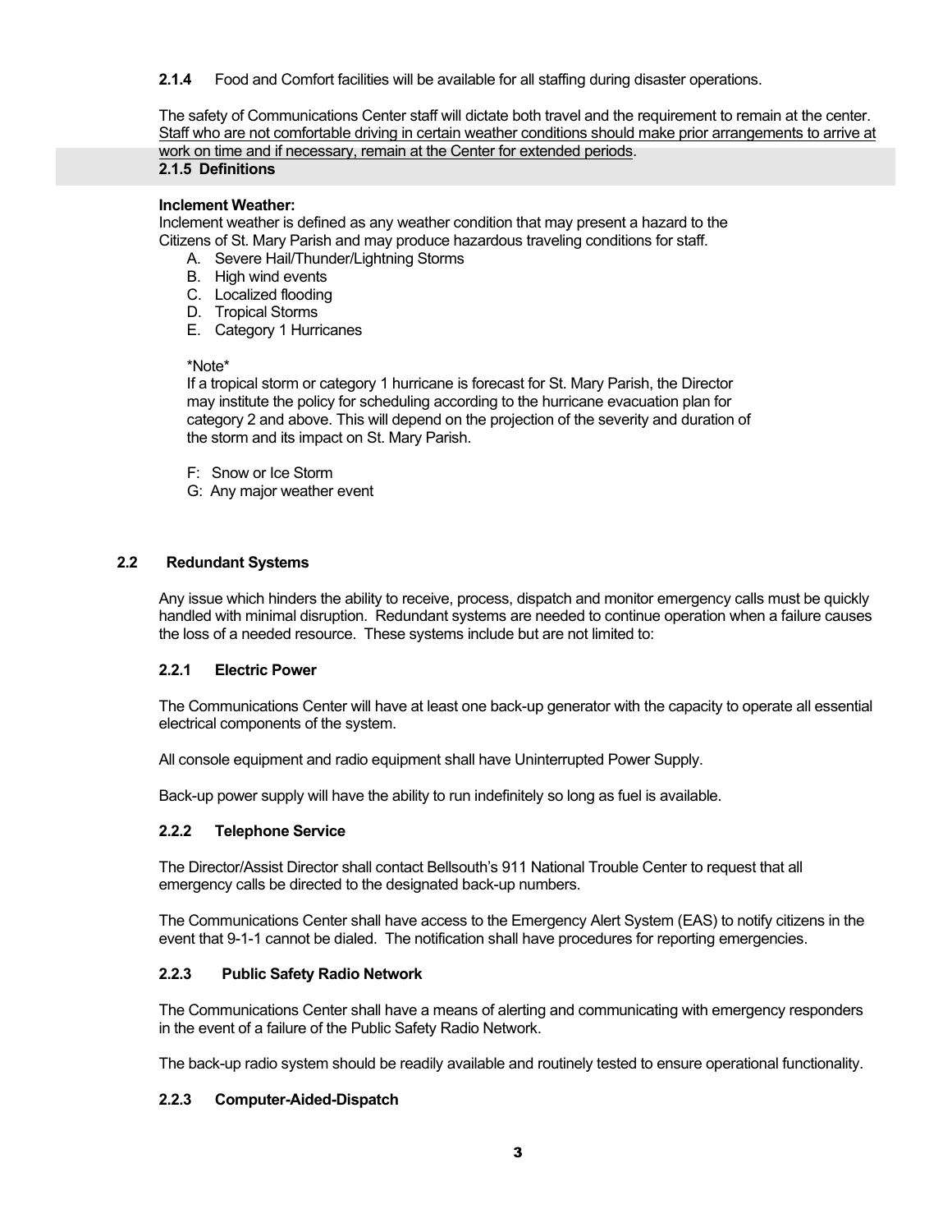**2.1.4** Food and Comfort facilities will be available for all staffing during disaster operations.

The safety of Communications Center staff will dictate both travel and the requirement to remain at the center. <u>Staff who are not comfortable driving in certain weather conditions should make prior arrangements to arrive at work on time and if necessary, remain at the Center for extended periods</u>.

### 2.1.5 Definitions

**Inclement Weather:**
Inclement weather is defined as any weather condition that may present a hazard to the Citizens of St. Mary Parish and may produce hazardous traveling conditions for staff.

A. Severe Hail/Thunder/Lightning Storms
B. High wind events
C. Localized flooding
D. Tropical Storms
E. Category 1 Hurricanes

\*Note\*
If a tropical storm or category 1 hurricane is forecast for St. Mary Parish, the Director may institute the policy for scheduling according to the hurricane evacuation plan for category 2 and above. This will depend on the projection of the severity and duration of the storm and its impact on St. Mary Parish.

F: Snow or Ice Storm
G: Any major weather event

## 2.2 Redundant Systems

Any issue which hinders the ability to receive, process, dispatch and monitor emergency calls must be quickly handled with minimal disruption. Redundant systems are needed to continue operation when a failure causes the loss of a needed resource. These systems include but are not limited to:

### 2.2.1 Electric Power

The Communications Center will have at least one back-up generator with the capacity to operate all essential electrical components of the system.

All console equipment and radio equipment shall have Uninterrupted Power Supply.

Back-up power supply will have the ability to run indefinitely so long as fuel is available.

### 2.2.2 Telephone Service

The Director/Assist Director shall contact Bellsouth's 911 National Trouble Center to request that all emergency calls be directed to the designated back-up numbers.

The Communications Center shall have access to the Emergency Alert System (EAS) to notify citizens in the event that 9-1-1 cannot be dialed. The notification shall have procedures for reporting emergencies.

### 2.2.3 Public Safety Radio Network

The Communications Center shall have a means of alerting and communicating with emergency responders in the event of a failure of the Public Safety Radio Network.

The back-up radio system should be readily available and routinely tested to ensure operational functionality.

### 2.2.3 Computer-Aided-Dispatch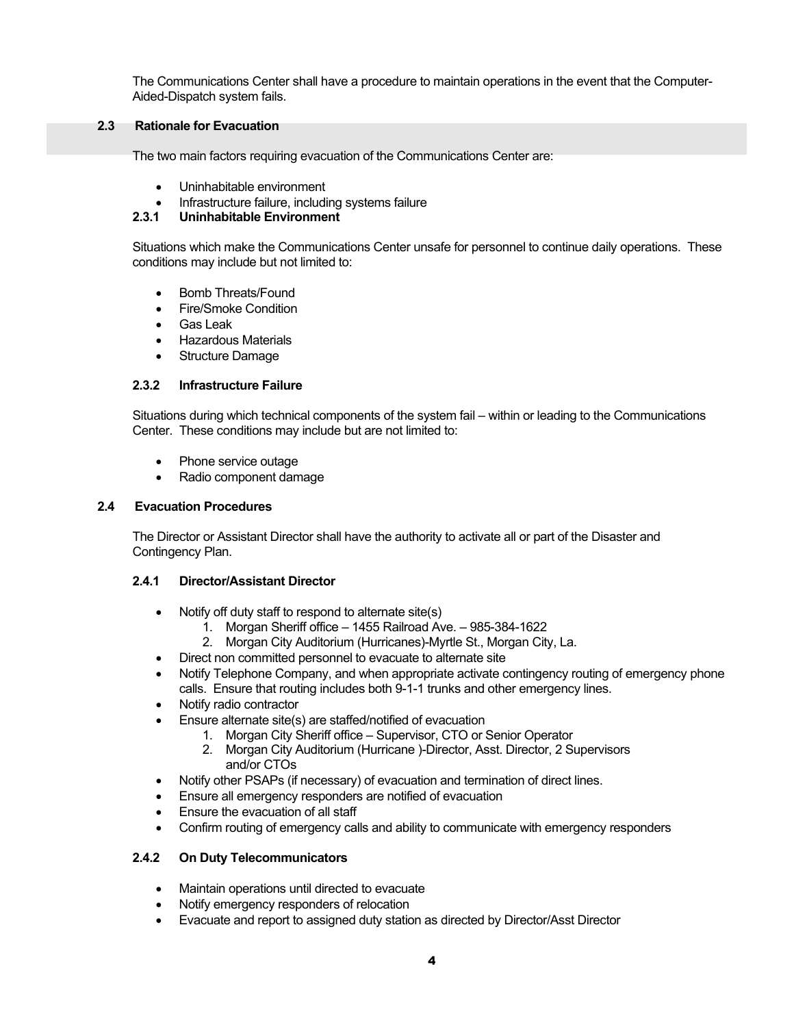The Communications Center shall have a procedure to maintain operations in the event that the Computer-Aided-Dispatch system fails.

## 2.3 Rationale for Evacuation

The two main factors requiring evacuation of the Communications Center are:

- Uninhabitable environment
- Infrastructure failure, including systems failure

### 2.3.1 Uninhabitable Environment

Situations which make the Communications Center unsafe for personnel to continue daily operations. These conditions may include but not limited to:

- Bomb Threats/Found
- Fire/Smoke Condition
- Gas Leak
- Hazardous Materials
- Structure Damage

### 2.3.2 Infrastructure Failure

Situations during which technical components of the system fail – within or leading to the Communications Center. These conditions may include but are not limited to:

- Phone service outage
- Radio component damage

## 2.4 Evacuation Procedures

The Director or Assistant Director shall have the authority to activate all or part of the Disaster and Contingency Plan.

### 2.4.1 Director/Assistant Director

- Notify off duty staff to respond to alternate site(s)
    1. Morgan Sheriff office – 1455 Railroad Ave. – 985-384-1622
    2. Morgan City Auditorium (Hurricanes)-Myrtle St., Morgan City, La.
- Direct non committed personnel to evacuate to alternate site
- Notify Telephone Company, and when appropriate activate contingency routing of emergency phone calls. Ensure that routing includes both 9-1-1 trunks and other emergency lines.
- Notify radio contractor
- Ensure alternate site(s) are staffed/notified of evacuation
    1. Morgan City Sheriff office – Supervisor, CTO or Senior Operator
    2. Morgan City Auditorium (Hurricane )-Director, Asst. Director, 2 Supervisors and/or CTOs
- Notify other PSAPs (if necessary) of evacuation and termination of direct lines.
- Ensure all emergency responders are notified of evacuation
- Ensure the evacuation of all staff
- Confirm routing of emergency calls and ability to communicate with emergency responders

### 2.4.2 On Duty Telecommunicators

- Maintain operations until directed to evacuate
- Notify emergency responders of relocation
- Evacuate and report to assigned duty station as directed by Director/Asst Director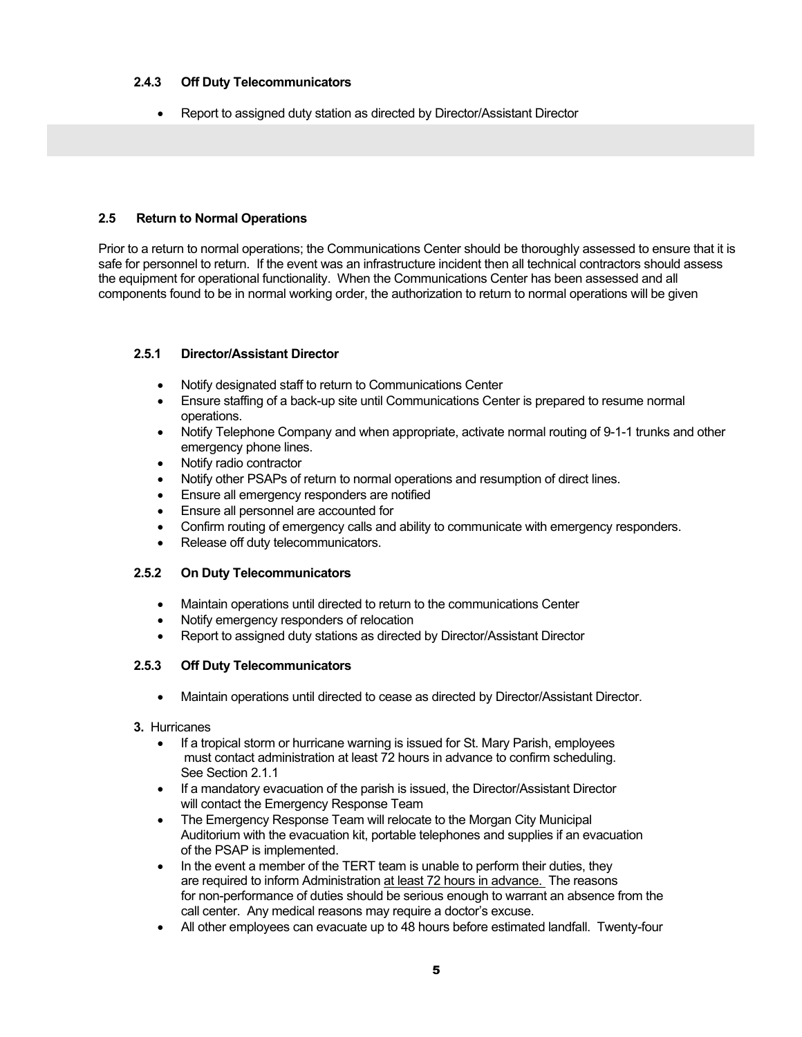#### 2.4.3 Off Duty Telecommunicators

- Report to assigned duty station as directed by Director/Assistant Director

### 2.5 Return to Normal Operations

Prior to a return to normal operations; the Communications Center should be thoroughly assessed to ensure that it is safe for personnel to return. If the event was an infrastructure incident then all technical contractors should assess the equipment for operational functionality. When the Communications Center has been assessed and all components found to be in normal working order, the authorization to return to normal operations will be given

#### 2.5.1 Director/Assistant Director

- Notify designated staff to return to Communications Center
- Ensure staffing of a back-up site until Communications Center is prepared to resume normal operations.
- Notify Telephone Company and when appropriate, activate normal routing of 9-1-1 trunks and other emergency phone lines.
- Notify radio contractor
- Notify other PSAPs of return to normal operations and resumption of direct lines.
- Ensure all emergency responders are notified
- Ensure all personnel are accounted for
- Confirm routing of emergency calls and ability to communicate with emergency responders.
- Release off duty telecommunicators.

#### 2.5.2 On Duty Telecommunicators

- Maintain operations until directed to return to the communications Center
- Notify emergency responders of relocation
- Report to assigned duty stations as directed by Director/Assistant Director

#### 2.5.3 Off Duty Telecommunicators

- Maintain operations until directed to cease as directed by Director/Assistant Director.

**3.** Hurricanes

- If a tropical storm or hurricane warning is issued for St. Mary Parish, employees must contact administration at least 72 hours in advance to confirm scheduling. See Section 2.1.1
- If a mandatory evacuation of the parish is issued, the Director/Assistant Director will contact the Emergency Response Team
- The Emergency Response Team will relocate to the Morgan City Municipal Auditorium with the evacuation kit, portable telephones and supplies if an evacuation of the PSAP is implemented.
- In the event a member of the TERT team is unable to perform their duties, they are required to inform Administration <u>at least 72 hours in advance.</u> The reasons for non-performance of duties should be serious enough to warrant an absence from the call center. Any medical reasons may require a doctor's excuse.
- All other employees can evacuate up to 48 hours before estimated landfall. Twenty-four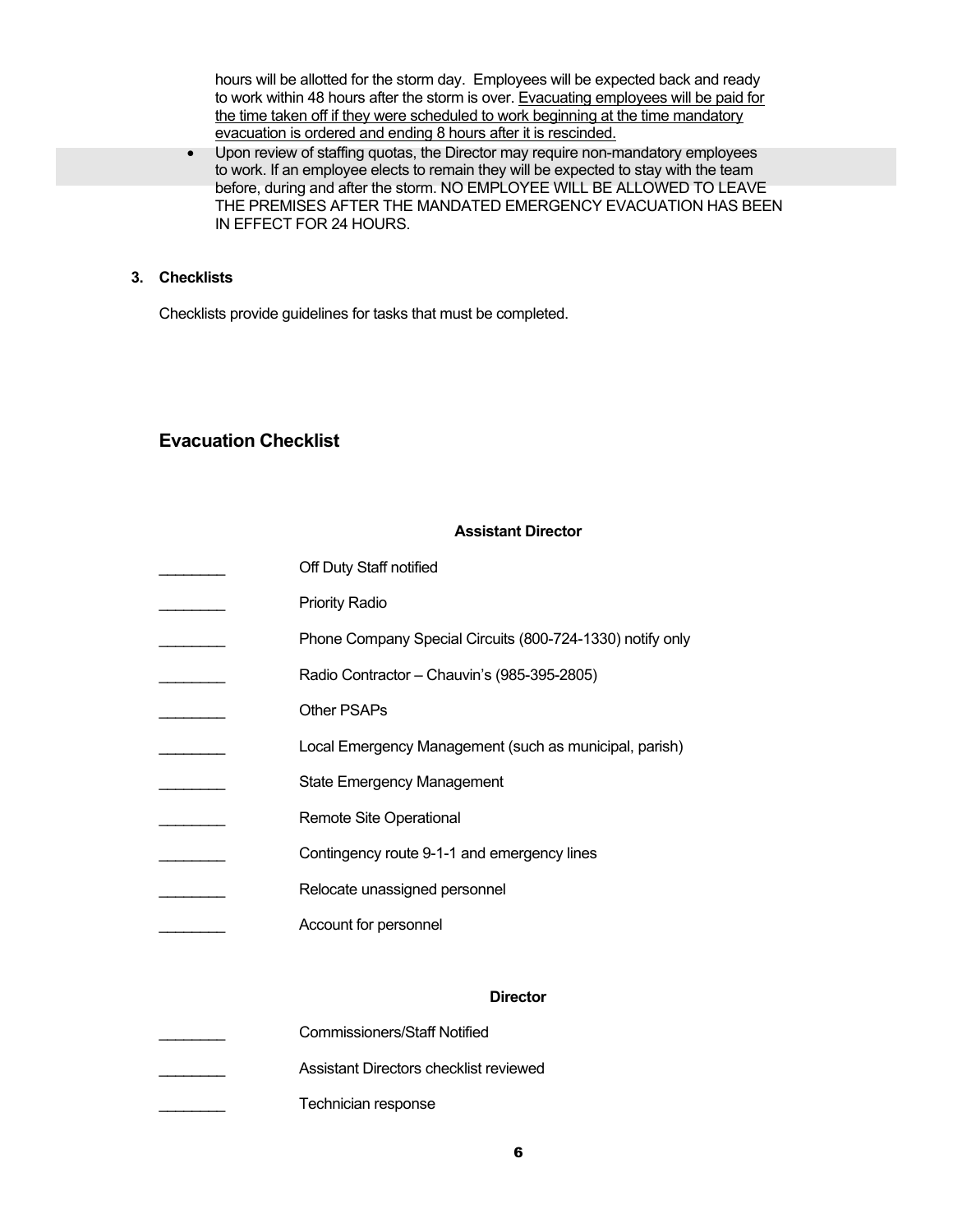hours will be allotted for the storm day. Employees will be expected back and ready to work within 48 hours after the storm is over. <u>Evacuating employees will be paid for the time taken off if they were scheduled to work beginning at the time mandatory evacuation is ordered and ending 8 hours after it is rescinded.</u>

- Upon review of staffing quotas, the Director may require non-mandatory employees to work. If an employee elects to remain they will be expected to stay with the team before, during and after the storm. NO EMPLOYEE WILL BE ALLOWED TO LEAVE THE PREMISES AFTER THE MANDATED EMERGENCY EVACUATION HAS BEEN IN EFFECT FOR 24 HOURS.

**3. Checklists**

Checklists provide guidelines for tasks that must be completed.

## Evacuation Checklist

**Assistant Director**

________ Off Duty Staff notified

________ Priority Radio

________ Phone Company Special Circuits (800-724-1330) notify only

________ Radio Contractor – Chauvin's (985-395-2805)

________ Other PSAPs

________ Local Emergency Management (such as municipal, parish)

________ State Emergency Management

________ Remote Site Operational

________ Contingency route 9-1-1 and emergency lines

________ Relocate unassigned personnel

________ Account for personnel

**Director**

________ Commissioners/Staff Notified

________ Assistant Directors checklist reviewed

________ Technician response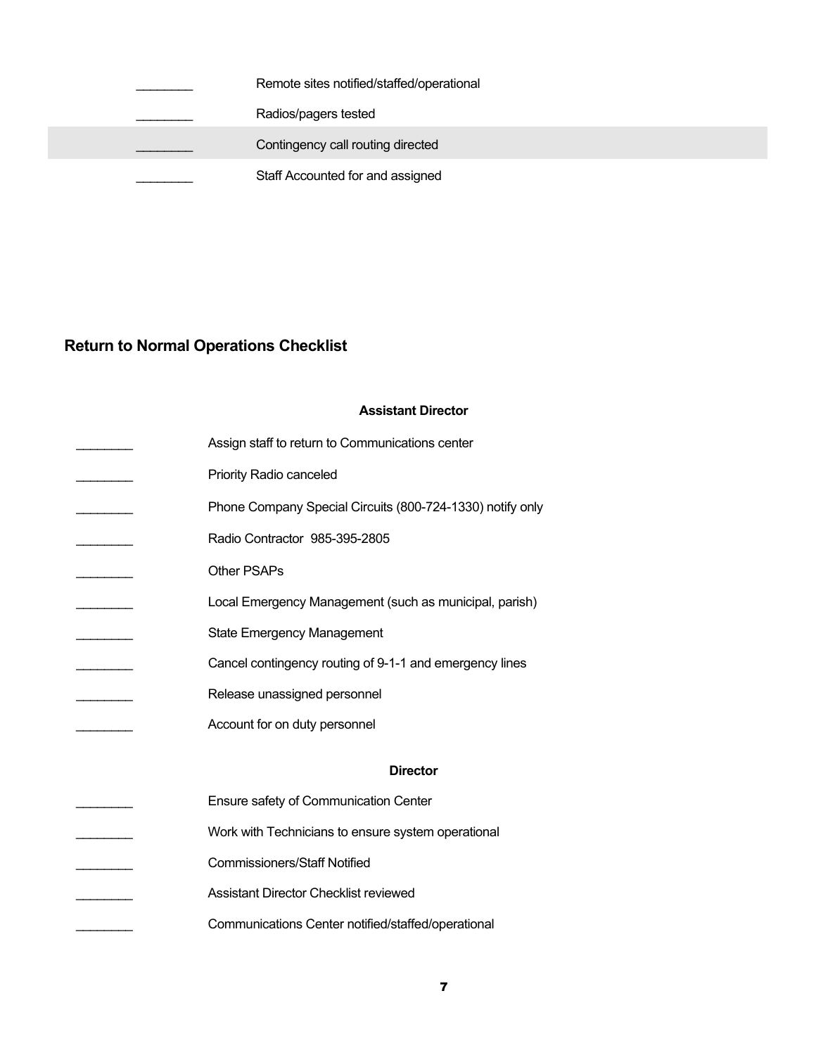________ Remote sites notified/staffed/operational

________ Radios/pagers tested

________ Contingency call routing directed

________ Staff Accounted for and assigned

## Return to Normal Operations Checklist

**Assistant Director**

________ Assign staff to return to Communications center

________ Priority Radio canceled

________ Phone Company Special Circuits (800-724-1330) notify only

________ Radio Contractor 985-395-2805

________ Other PSAPs

________ Local Emergency Management (such as municipal, parish)

________ State Emergency Management

________ Cancel contingency routing of 9-1-1 and emergency lines

________ Release unassigned personnel

________ Account for on duty personnel

**Director**

________ Ensure safety of Communication Center

________ Work with Technicians to ensure system operational

________ Commissioners/Staff Notified

________ Assistant Director Checklist reviewed

________ Communications Center notified/staffed/operational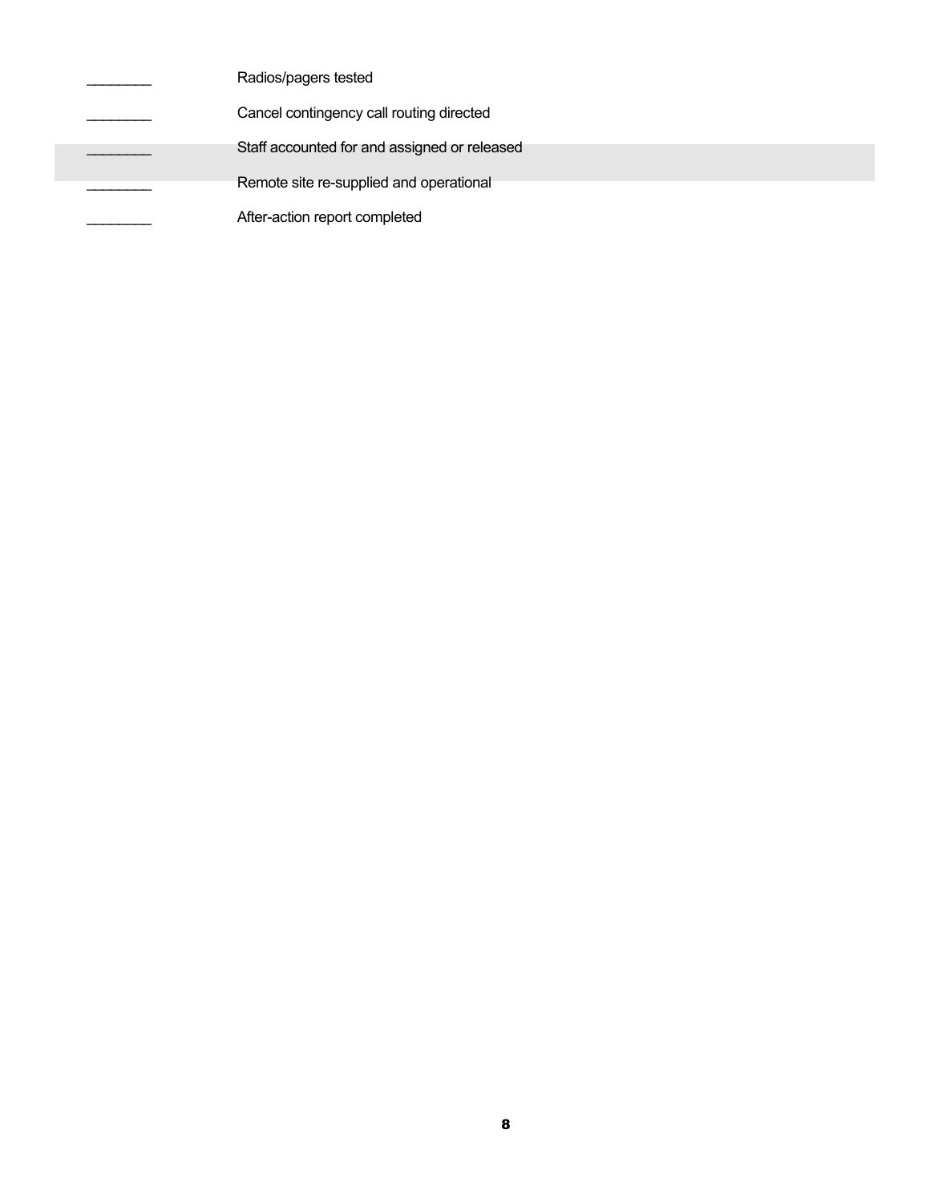________ Radios/pagers tested

________ Cancel contingency call routing directed

________ Staff accounted for and assigned or released

________ Remote site re-supplied and operational

________ After-action report completed